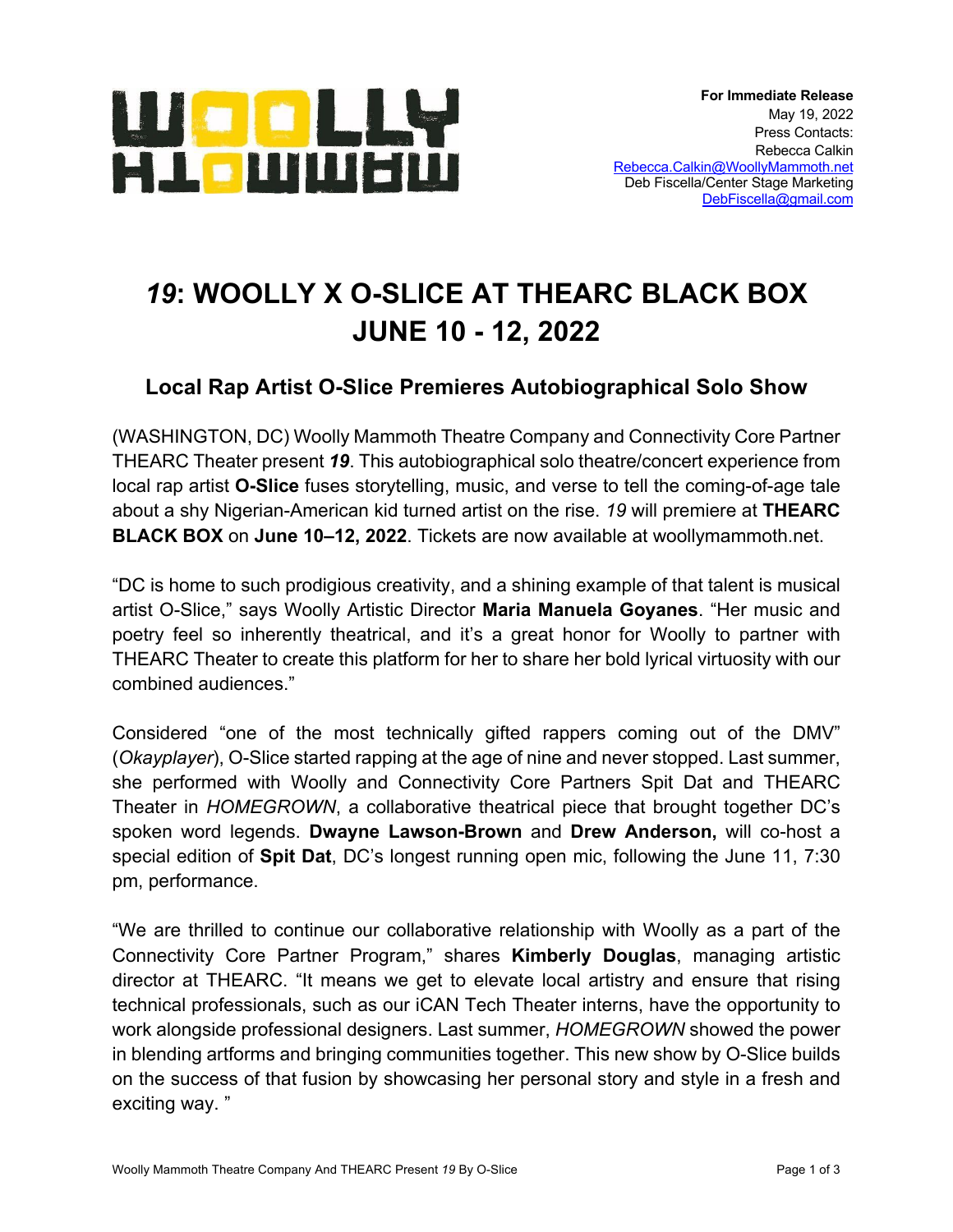**WOOLLY MAMMOTH**

**For Immediate Release**
May 19, 2022
Press Contacts:
Rebecca Calkin
Rebecca.Calkin@WoollyMammoth.net
Deb Fiscella/Center Stage Marketing
DebFiscella@gmail.com

# *19*: WOOLLY X O-SLICE AT THEARC BLACK BOX JUNE 10 - 12, 2022

## Local Rap Artist O-Slice Premieres Autobiographical Solo Show

(WASHINGTON, DC) Woolly Mammoth Theatre Company and Connectivity Core Partner THEARC Theater present ***19***. This autobiographical solo theatre/concert experience from local rap artist **O-Slice** fuses storytelling, music, and verse to tell the coming-of-age tale about a shy Nigerian-American kid turned artist on the rise. *19* will premiere at **THEARC BLACK BOX** on **June 10–12, 2022**. Tickets are now available at woollymammoth.net.

"DC is home to such prodigious creativity, and a shining example of that talent is musical artist O-Slice," says Woolly Artistic Director **Maria Manuela Goyanes**. "Her music and poetry feel so inherently theatrical, and it's a great honor for Woolly to partner with THEARC Theater to create this platform for her to share her bold lyrical virtuosity with our combined audiences."

Considered "one of the most technically gifted rappers coming out of the DMV" (*Okayplayer*), O-Slice started rapping at the age of nine and never stopped. Last summer, she performed with Woolly and Connectivity Core Partners Spit Dat and THEARC Theater in *HOMEGROWN*, a collaborative theatrical piece that brought together DC's spoken word legends. **Dwayne Lawson-Brown** and **Drew Anderson,** will co-host a special edition of **Spit Dat**, DC's longest running open mic, following the June 11, 7:30 pm, performance.

"We are thrilled to continue our collaborative relationship with Woolly as a part of the Connectivity Core Partner Program," shares **Kimberly Douglas**, managing artistic director at THEARC. "It means we get to elevate local artistry and ensure that rising technical professionals, such as our iCAN Tech Theater interns, have the opportunity to work alongside professional designers. Last summer, *HOMEGROWN* showed the power in blending artforms and bringing communities together. This new show by O-Slice builds on the success of that fusion by showcasing her personal story and style in a fresh and exciting way. "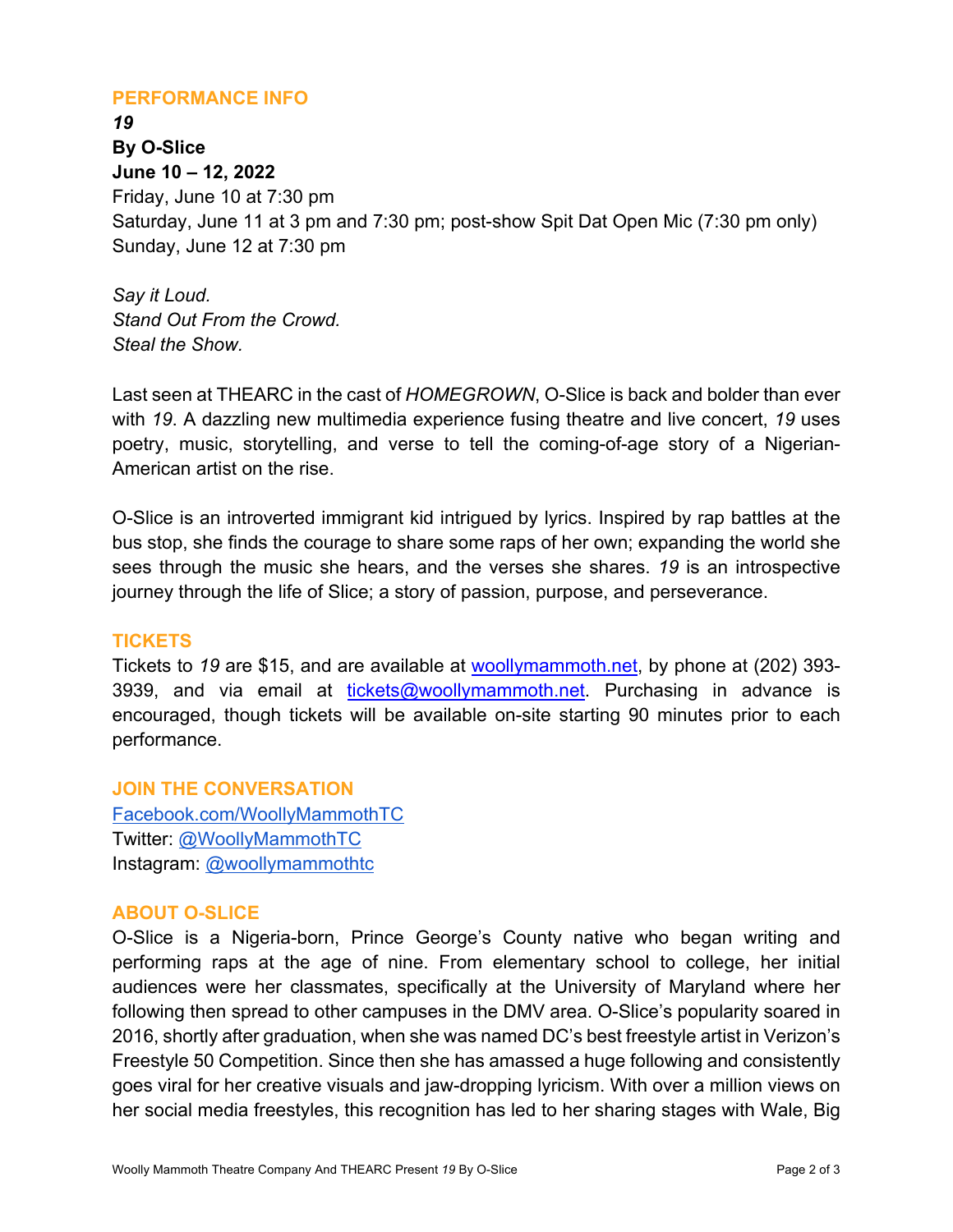## PERFORMANCE INFO

***19***
**By O-Slice**
**June 10 – 12, 2022**
Friday, June 10 at 7:30 pm
Saturday, June 11 at 3 pm and 7:30 pm; post-show Spit Dat Open Mic (7:30 pm only)
Sunday, June 12 at 7:30 pm

*Say it Loud.*
*Stand Out From the Crowd.*
*Steal the Show.*

Last seen at THEARC in the cast of *HOMEGROWN*, O-Slice is back and bolder than ever with *19*. A dazzling new multimedia experience fusing theatre and live concert, *19* uses poetry, music, storytelling, and verse to tell the coming-of-age story of a Nigerian-American artist on the rise.

O-Slice is an introverted immigrant kid intrigued by lyrics. Inspired by rap battles at the bus stop, she finds the courage to share some raps of her own; expanding the world she sees through the music she hears, and the verses she shares. *19* is an introspective journey through the life of Slice; a story of passion, purpose, and perseverance.

## TICKETS

Tickets to *19* are $15, and are available at [woollymammoth.net](woollymammoth.net), by phone at (202) 393-3939, and via email at [tickets@woollymammoth.net](mailto:tickets@woollymammoth.net). Purchasing in advance is encouraged, though tickets will be available on-site starting 90 minutes prior to each performance.

## JOIN THE CONVERSATION

[Facebook.com/WoollyMammothTC](Facebook.com/WoollyMammothTC)
Twitter: [@WoollyMammothTC](@WoollyMammothTC)
Instagram: [@woollymammothtc](@woollymammothtc)

## ABOUT O-SLICE

O-Slice is a Nigeria-born, Prince George's County native who began writing and performing raps at the age of nine. From elementary school to college, her initial audiences were her classmates, specifically at the University of Maryland where her following then spread to other campuses in the DMV area. O-Slice's popularity soared in 2016, shortly after graduation, when she was named DC's best freestyle artist in Verizon's Freestyle 50 Competition. Since then she has amassed a huge following and consistently goes viral for her creative visuals and jaw-dropping lyricism. With over a million views on her social media freestyles, this recognition has led to her sharing stages with Wale, Big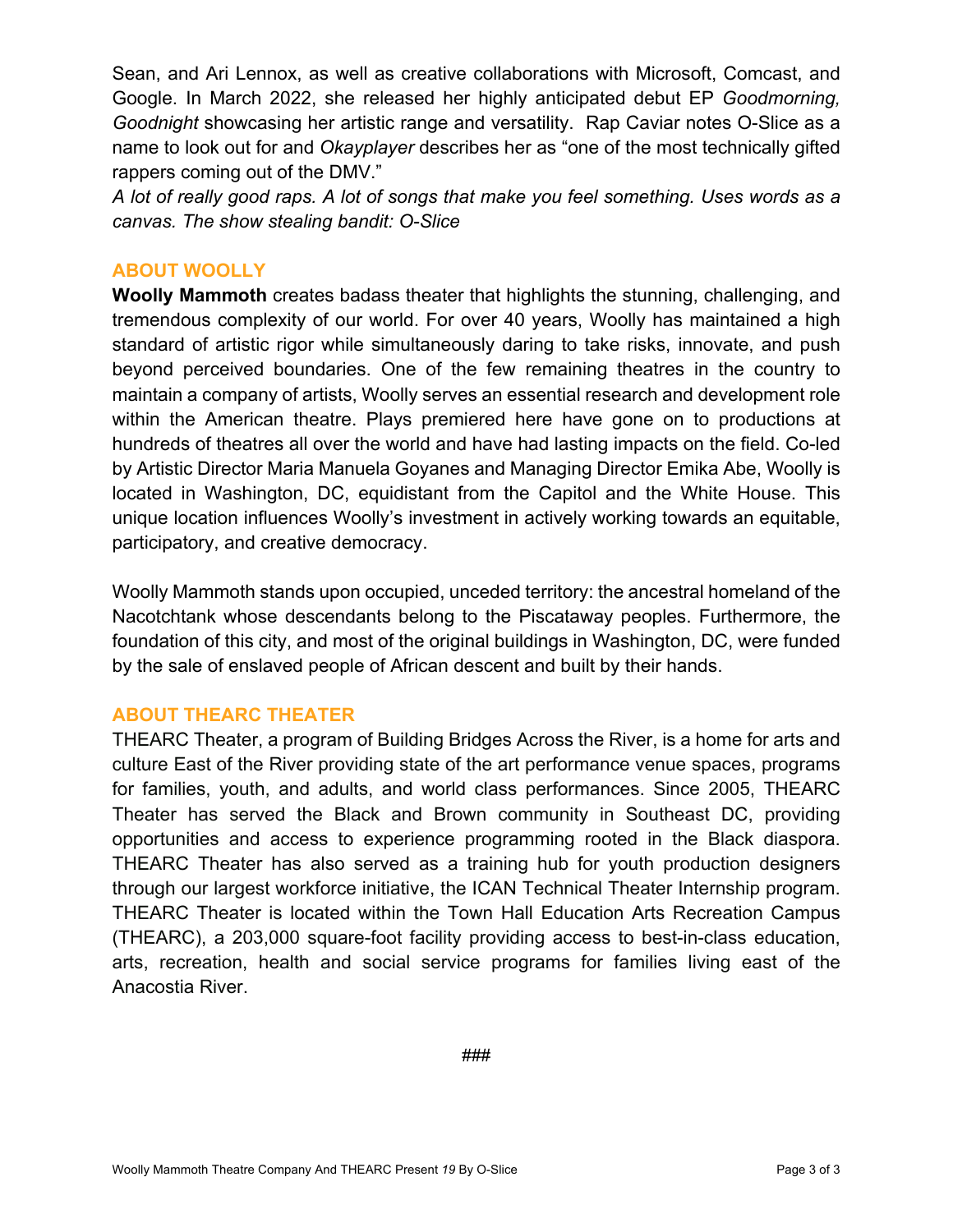Sean, and Ari Lennox, as well as creative collaborations with Microsoft, Comcast, and Google. In March 2022, she released her highly anticipated debut EP *Goodmorning, Goodnight* showcasing her artistic range and versatility. Rap Caviar notes O-Slice as a name to look out for and *Okayplayer* describes her as "one of the most technically gifted rappers coming out of the DMV."

*A lot of really good raps. A lot of songs that make you feel something. Uses words as a canvas. The show stealing bandit: O-Slice*

## ABOUT WOOLLY

**Woolly Mammoth** creates badass theater that highlights the stunning, challenging, and tremendous complexity of our world. For over 40 years, Woolly has maintained a high standard of artistic rigor while simultaneously daring to take risks, innovate, and push beyond perceived boundaries. One of the few remaining theatres in the country to maintain a company of artists, Woolly serves an essential research and development role within the American theatre. Plays premiered here have gone on to productions at hundreds of theatres all over the world and have had lasting impacts on the field. Co-led by Artistic Director Maria Manuela Goyanes and Managing Director Emika Abe, Woolly is located in Washington, DC, equidistant from the Capitol and the White House. This unique location influences Woolly's investment in actively working towards an equitable, participatory, and creative democracy.

Woolly Mammoth stands upon occupied, unceded territory: the ancestral homeland of the Nacotchtank whose descendants belong to the Piscataway peoples. Furthermore, the foundation of this city, and most of the original buildings in Washington, DC, were funded by the sale of enslaved people of African descent and built by their hands.

## ABOUT THEARC THEATER

THEARC Theater, a program of Building Bridges Across the River, is a home for arts and culture East of the River providing state of the art performance venue spaces, programs for families, youth, and adults, and world class performances. Since 2005, THEARC Theater has served the Black and Brown community in Southeast DC, providing opportunities and access to experience programming rooted in the Black diaspora. THEARC Theater has also served as a training hub for youth production designers through our largest workforce initiative, the ICAN Technical Theater Internship program. THEARC Theater is located within the Town Hall Education Arts Recreation Campus (THEARC), a 203,000 square-foot facility providing access to best-in-class education, arts, recreation, health and social service programs for families living east of the Anacostia River.

###